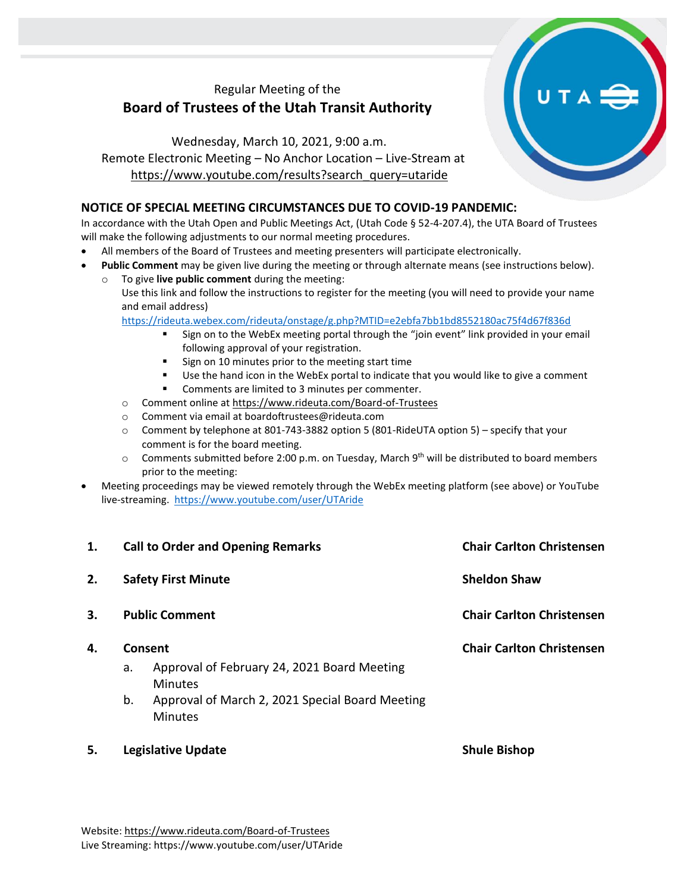Regular Meeting of the

# Board of Trustees of the Utah Transit Authority

Wednesday, March 10, 2021, 9:00 a.m.
Remote Electronic Meeting – No Anchor Location – Live-Stream at
https://www.youtube.com/results?search_query=utaride

## NOTICE OF SPECIAL MEETING CIRCUMSTANCES DUE TO COVID-19 PANDEMIC:

In accordance with the Utah Open and Public Meetings Act, (Utah Code § 52-4-207.4), the UTA Board of Trustees will make the following adjustments to our normal meeting procedures.

- All members of the Board of Trustees and meeting presenters will participate electronically.
- **Public Comment** may be given live during the meeting or through alternate means (see instructions below).
  - To give **live public comment** during the meeting:
    Use this link and follow the instructions to register for the meeting (you will need to provide your name and email address)
    https://rideuta.webex.com/rideuta/onstage/g.php?MTID=e2ebfa7bb1bd8552180ac75f4d67f836d
    - Sign on to the WebEx meeting portal through the "join event" link provided in your email following approval of your registration.
    - Sign on 10 minutes prior to the meeting start time
    - Use the hand icon in the WebEx portal to indicate that you would like to give a comment
    - Comments are limited to 3 minutes per commenter.
  - Comment online at https://www.rideuta.com/Board-of-Trustees
  - Comment via email at boardoftrustees@rideuta.com
  - Comment by telephone at 801-743-3882 option 5 (801-RideUTA option 5) – specify that your comment is for the board meeting.
  - Comments submitted before 2:00 p.m. on Tuesday, March 9th will be distributed to board members prior to the meeting:
- Meeting proceedings may be viewed remotely through the WebEx meeting platform (see above) or YouTube live-streaming. https://www.youtube.com/user/UTAride

| | | |
|---|---|---|
| **1.** | **Call to Order and Opening Remarks** | **Chair Carlton Christensen** |
| **2.** | **Safety First Minute** | **Sheldon Shaw** |
| **3.** | **Public Comment** | **Chair Carlton Christensen** |
| **4.** | **Consent**<br>a. Approval of February 24, 2021 Board Meeting Minutes<br>b. Approval of March 2, 2021 Special Board Meeting Minutes | **Chair Carlton Christensen** |
| **5.** | **Legislative Update** | **Shule Bishop** |

Website: https://www.rideuta.com/Board-of-Trustees
Live Streaming: https://www.youtube.com/user/UTAride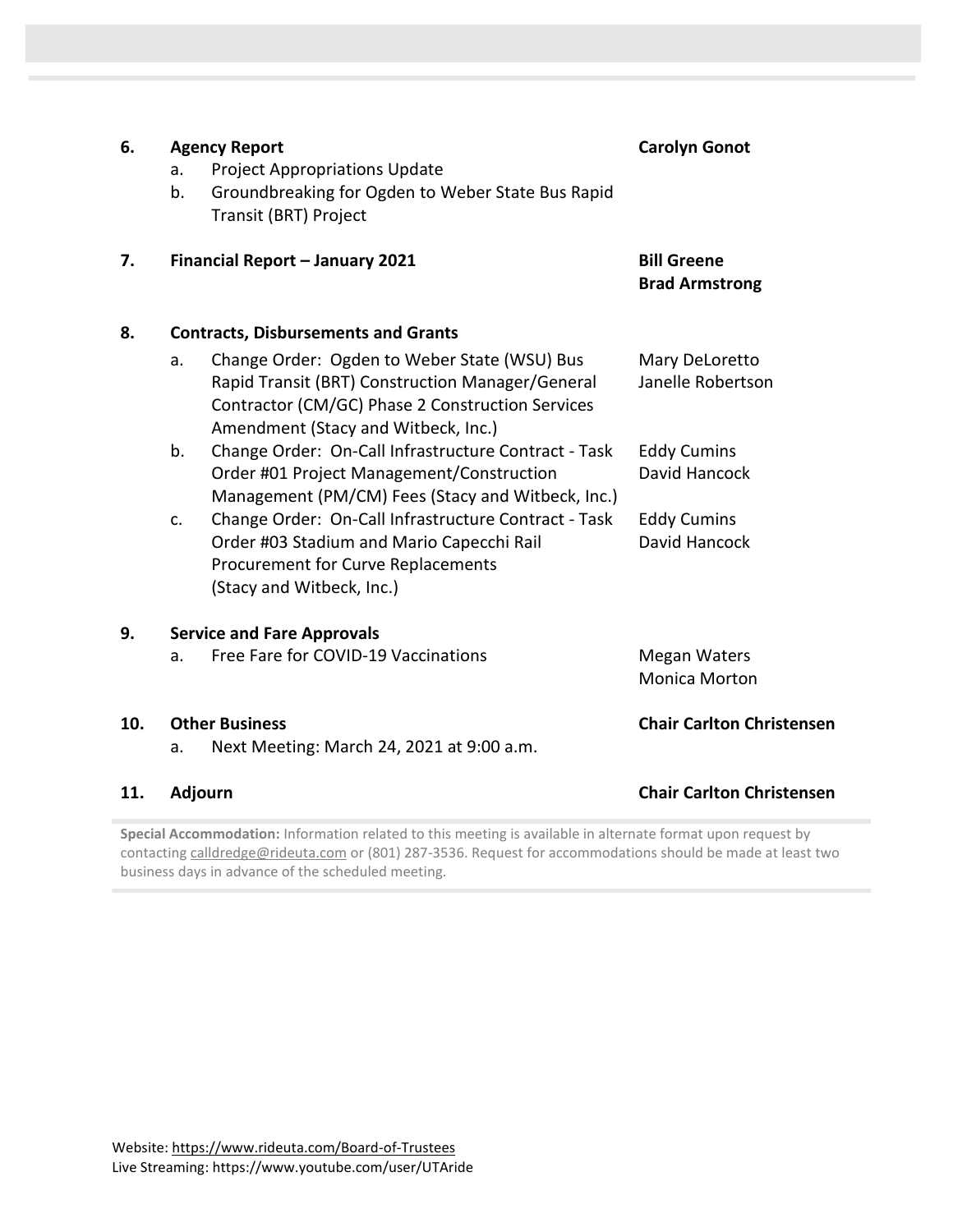**6. Agency Report** — **Carolyn Gonot**

a. Project Appropriations Update
b. Groundbreaking for Ogden to Weber State Bus Rapid Transit (BRT) Project

**7. Financial Report – January 2021** — **Bill Greene, Brad Armstrong**

**8. Contracts, Disbursements and Grants**

a. Change Order: Ogden to Weber State (WSU) Bus Rapid Transit (BRT) Construction Manager/General Contractor (CM/GC) Phase 2 Construction Services Amendment (Stacy and Witbeck, Inc.) — Mary DeLoretto, Janelle Robertson
b. Change Order: On-Call Infrastructure Contract - Task Order #01 Project Management/Construction Management (PM/CM) Fees (Stacy and Witbeck, Inc.) — Eddy Cumins, David Hancock
c. Change Order: On-Call Infrastructure Contract - Task Order #03 Stadium and Mario Capecchi Rail Procurement for Curve Replacements (Stacy and Witbeck, Inc.) — Eddy Cumins, David Hancock

**9. Service and Fare Approvals**

a. Free Fare for COVID-19 Vaccinations — Megan Waters, Monica Morton

**10. Other Business** — **Chair Carlton Christensen**

a. Next Meeting: March 24, 2021 at 9:00 a.m.

**11. Adjourn** — **Chair Carlton Christensen**

**Special Accommodation:** Information related to this meeting is available in alternate format upon request by contacting calldredge@rideuta.com or (801) 287-3536. Request for accommodations should be made at least two business days in advance of the scheduled meeting.

Website: https://www.rideuta.com/Board-of-Trustees
Live Streaming: https://www.youtube.com/user/UTAride